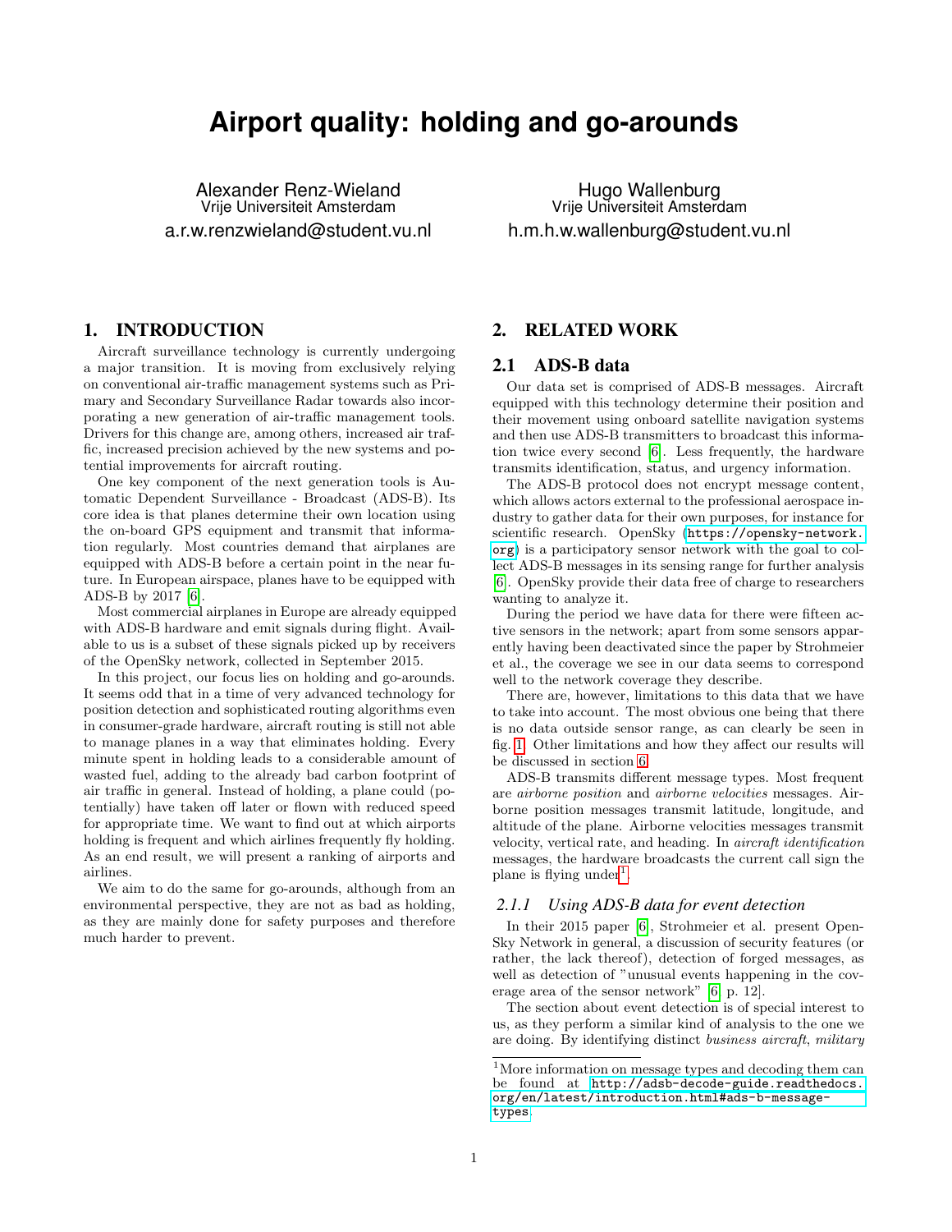# Airport quality: holding and go-arounds

Alexander Renz-Wieland
Vrije Universiteit Amsterdam
a.r.w.renzwieland@student.vu.nl

Hugo Wallenburg
Vrije Universiteit Amsterdam
h.m.h.w.wallenburg@student.vu.nl

## 1. INTRODUCTION

Aircraft surveillance technology is currently undergoing a major transition. It is moving from exclusively relying on conventional air-traffic management systems such as Primary and Secondary Surveillance Radar towards also incorporating a new generation of air-traffic management tools. Drivers for this change are, among others, increased air traffic, increased precision achieved by the new systems and potential improvements for aircraft routing.

One key component of the next generation tools is Automatic Dependent Surveillance - Broadcast (ADS-B). Its core idea is that planes determine their own location using the on-board GPS equipment and transmit that information regularly. Most countries demand that airplanes are equipped with ADS-B before a certain point in the near future. In European airspace, planes have to be equipped with ADS-B by 2017 [6].

Most commercial airplanes in Europe are already equipped with ADS-B hardware and emit signals during flight. Available to us is a subset of these signals picked up by receivers of the OpenSky network, collected in September 2015.

In this project, our focus lies on holding and go-arounds. It seems odd that in a time of very advanced technology for position detection and sophisticated routing algorithms even in consumer-grade hardware, aircraft routing is still not able to manage planes in a way that eliminates holding. Every minute spent in holding leads to a considerable amount of wasted fuel, adding to the already bad carbon footprint of air traffic in general. Instead of holding, a plane could (potentially) have taken off later or flown with reduced speed for appropriate time. We want to find out at which airports holding is frequent and which airlines frequently fly holding. As an end result, we will present a ranking of airports and airlines.

We aim to do the same for go-arounds, although from an environmental perspective, they are not as bad as holding, as they are mainly done for safety purposes and therefore much harder to prevent.

## 2. RELATED WORK

### 2.1 ADS-B data

Our data set is comprised of ADS-B messages. Aircraft equipped with this technology determine their position and their movement using onboard satellite navigation systems and then use ADS-B transmitters to broadcast this information twice every second [6]. Less frequently, the hardware transmits identification, status, and urgency information.

The ADS-B protocol does not encrypt message content, which allows actors external to the professional aerospace industry to gather data for their own purposes, for instance for scientific research. OpenSky (https://opensky-network.org) is a participatory sensor network with the goal to collect ADS-B messages in its sensing range for further analysis [6]. OpenSky provide their data free of charge to researchers wanting to analyze it.

During the period we have data for there were fifteen active sensors in the network; apart from some sensors apparently having been deactivated since the paper by Strohmeier et al., the coverage we see in our data seems to correspond well to the network coverage they describe.

There are, however, limitations to this data that we have to take into account. The most obvious one being that there is no data outside sensor range, as can clearly be seen in fig. 1. Other limitations and how they affect our results will be discussed in section 6.

ADS-B transmits different message types. Most frequent are *airborne position* and *airborne velocities* messages. Airborne position messages transmit latitude, longitude, and altitude of the plane. Airborne velocities messages transmit velocity, vertical rate, and heading. In *aircraft identification* messages, the hardware broadcasts the current call sign the plane is flying under[1].

#### 2.1.1 Using ADS-B data for event detection

In their 2015 paper [6], Strohmeier et al. present OpenSky Network in general, a discussion of security features (or rather, the lack thereof), detection of forged messages, as well as detection of "unusual events happening in the coverage area of the sensor network" [6, p. 12].

The section about event detection is of special interest to us, as they perform a similar kind of analysis to the one we are doing. By identifying distinct *business aircraft*, *military*

[1] More information on message types and decoding them can be found at http://adsb-decode-guide.readthedocs.org/en/latest/introduction.html#ads-b-message-types.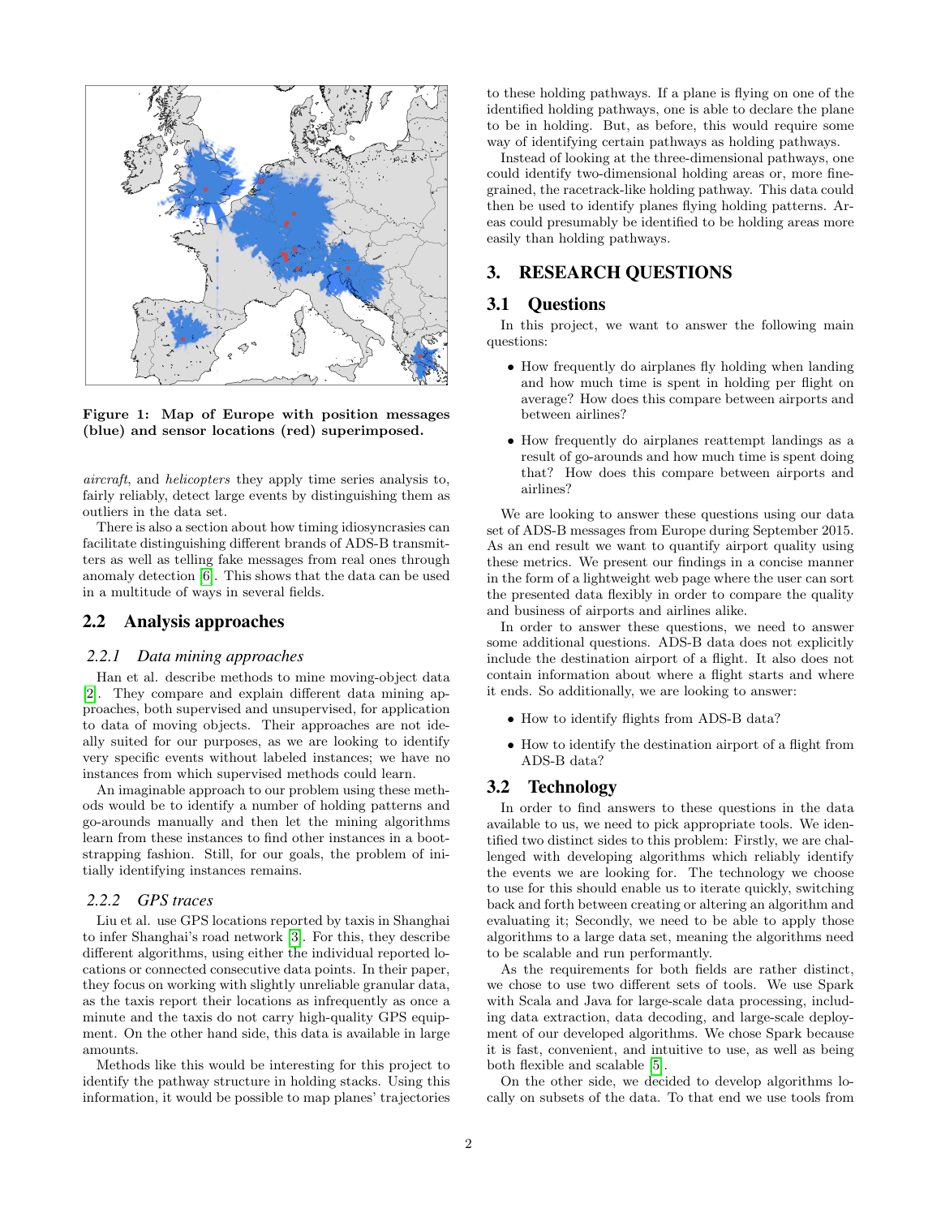**Figure 1: Map of Europe with position messages (blue) and sensor locations (red) superimposed.**

*aircraft*, and *helicopters* they apply time series analysis to, fairly reliably, detect large events by distinguishing them as outliers in the data set.

There is also a section about how timing idiosyncrasies can facilitate distinguishing different brands of ADS-B transmitters as well as telling fake messages from real ones through anomaly detection [6]. This shows that the data can be used in a multitude of ways in several fields.

## 2.2 Analysis approaches

### 2.2.1 Data mining approaches

Han et al. describe methods to mine moving-object data [2]. They compare and explain different data mining approaches, both supervised and unsupervised, for application to data of moving objects. Their approaches are not ideally suited for our purposes, as we are looking to identify very specific events without labeled instances; we have no instances from which supervised methods could learn.

An imaginable approach to our problem using these methods would be to identify a number of holding patterns and go-arounds manually and then let the mining algorithms learn from these instances to find other instances in a bootstrapping fashion. Still, for our goals, the problem of initially identifying instances remains.

### 2.2.2 GPS traces

Liu et al. use GPS locations reported by taxis in Shanghai to infer Shanghai's road network [3]. For this, they describe different algorithms, using either the individual reported locations or connected consecutive data points. In their paper, they focus on working with slightly unreliable granular data, as the taxis report their locations as infrequently as once a minute and the taxis do not carry high-quality GPS equipment. On the other hand side, this data is available in large amounts.

Methods like this would be interesting for this project to identify the pathway structure in holding stacks. Using this information, it would be possible to map planes' trajectories to these holding pathways. If a plane is flying on one of the identified holding pathways, one is able to declare the plane to be in holding. But, as before, this would require some way of identifying certain pathways as holding pathways.

Instead of looking at the three-dimensional pathways, one could identify two-dimensional holding areas or, more fine-grained, the racetrack-like holding pathway. This data could then be used to identify planes flying holding patterns. Areas could presumably be identified to be holding areas more easily than holding pathways.

# 3. RESEARCH QUESTIONS

## 3.1 Questions

In this project, we want to answer the following main questions:

- How frequently do airplanes fly holding when landing and how much time is spent in holding per flight on average? How does this compare between airports and between airlines?
- How frequently do airplanes reattempt landings as a result of go-arounds and how much time is spent doing that? How does this compare between airports and airlines?

We are looking to answer these questions using our data set of ADS-B messages from Europe during September 2015. As an end result we want to quantify airport quality using these metrics. We present our findings in a concise manner in the form of a lightweight web page where the user can sort the presented data flexibly in order to compare the quality and business of airports and airlines alike.

In order to answer these questions, we need to answer some additional questions. ADS-B data does not explicitly include the destination airport of a flight. It also does not contain information about where a flight starts and where it ends. So additionally, we are looking to answer:

- How to identify flights from ADS-B data?
- How to identify the destination airport of a flight from ADS-B data?

## 3.2 Technology

In order to find answers to these questions in the data available to us, we need to pick appropriate tools. We identified two distinct sides to this problem: Firstly, we are challenged with developing algorithms which reliably identify the events we are looking for. The technology we choose to use for this should enable us to iterate quickly, switching back and forth between creating or altering an algorithm and evaluating it; Secondly, we need to be able to apply those algorithms to a large data set, meaning the algorithms need to be scalable and run performantly.

As the requirements for both fields are rather distinct, we chose to use two different sets of tools. We use Spark with Scala and Java for large-scale data processing, including data extraction, data decoding, and large-scale deployment of our developed algorithms. We chose Spark because it is fast, convenient, and intuitive to use, as well as being both flexible and scalable [5].

On the other side, we decided to develop algorithms locally on subsets of the data. To that end we use tools from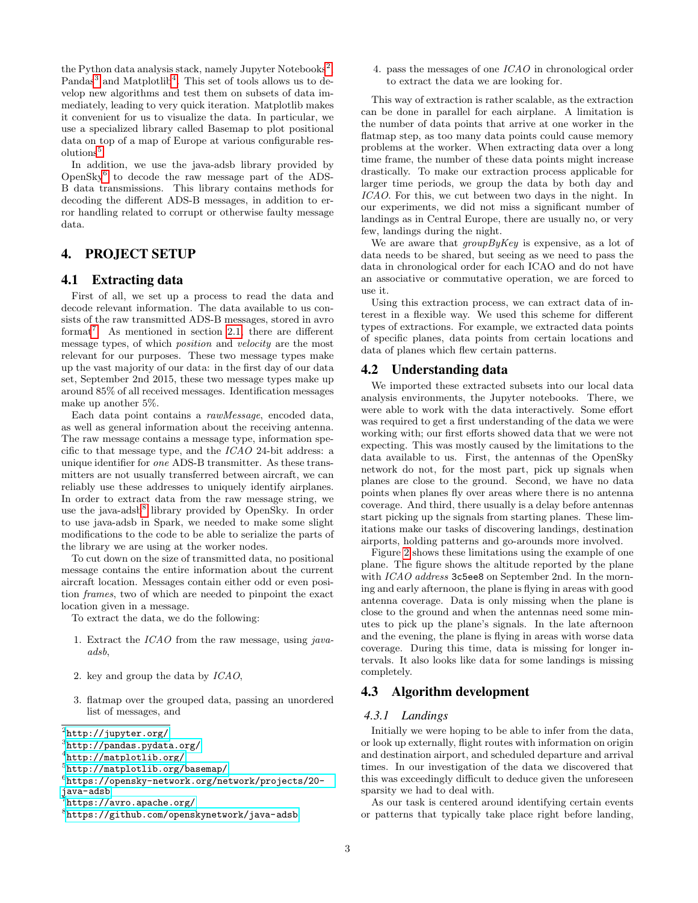the Python data analysis stack, namely Jupyter Notebooks[2], Pandas[3] and Matplotlib[4]. This set of tools allows us to develop new algorithms and test them on subsets of data immediately, leading to very quick iteration. Matplotlib makes it convenient for us to visualize the data. In particular, we use a specialized library called Basemap to plot positional data on top of a map of Europe at various configurable resolutions[5].

In addition, we use the java-adsb library provided by OpenSky[6] to decode the raw message part of the ADS-B data transmissions. This library contains methods for decoding the different ADS-B messages, in addition to error handling related to corrupt or otherwise faulty message data.

## 4. PROJECT SETUP

### 4.1 Extracting data

First of all, we set up a process to read the data and decode relevant information. The data available to us consists of the raw transmitted ADS-B messages, stored in avro format[7]. As mentioned in section 2.1, there are different message types, of which *position* and *velocity* are the most relevant for our purposes. These two message types make up the vast majority of our data: in the first day of our data set, September 2nd 2015, these two message types make up around 85% of all received messages. Identification messages make up another 5%.

Each data point contains a *rawMessage*, encoded data, as well as general information about the receiving antenna. The raw message contains a message type, information specific to that message type, and the *ICAO* 24-bit address: a unique identifier for *one* ADS-B transmitter. As these transmitters are not usually transferred between aircraft, we can reliably use these addresses to uniquely identify airplanes. In order to extract data from the raw message string, we use the java-adsb[8] library provided by OpenSky. In order to use java-adsb in Spark, we needed to make some slight modifications to the code to be able to serialize the parts of the library we are using at the worker nodes.

To cut down on the size of transmitted data, no positional message contains the entire information about the current aircraft location. Messages contain either odd or even position *frames*, two of which are needed to pinpoint the exact location given in a message.

To extract the data, we do the following:

1. Extract the *ICAO* from the raw message, using *java-adsb*,
2. key and group the data by *ICAO*,
3. flatmap over the grouped data, passing an unordered list of messages, and
4. pass the messages of one *ICAO* in chronological order to extract the data we are looking for.

This way of extraction is rather scalable, as the extraction can be done in parallel for each airplane. A limitation is the number of data points that arrive at one worker in the flatmap step, as too many data points could cause memory problems at the worker. When extracting data over a long time frame, the number of these data points might increase drastically. To make our extraction process applicable for larger time periods, we group the data by both day and *ICAO*. For this, we cut between two days in the night. In our experiments, we did not miss a significant number of landings as in Central Europe, there are usually no, or very few, landings during the night.

We are aware that *groupByKey* is expensive, as a lot of data needs to be shared, but seeing as we need to pass the data in chronological order for each ICAO and do not have an associative or commutative operation, we are forced to use it.

Using this extraction process, we can extract data of interest in a flexible way. We used this scheme for different types of extractions. For example, we extracted data points of specific planes, data points from certain locations and data of planes which flew certain patterns.

### 4.2 Understanding data

We imported these extracted subsets into our local data analysis environments, the Jupyter notebooks. There, we were able to work with the data interactively. Some effort was required to get a first understanding of the data we were working with; our first efforts showed data that we were not expecting. This was mostly caused by the limitations to the data available to us. First, the antennas of the OpenSky network do not, for the most part, pick up signals when planes are close to the ground. Second, we have no data points when planes fly over areas where there is no antenna coverage. And third, there usually is a delay before antennas start picking up the signals from starting planes. These limitations make our tasks of discovering landings, destination airports, holding patterns and go-arounds more involved.

Figure 2 shows these limitations using the example of one plane. The figure shows the altitude reported by the plane with *ICAO address* `3c5ee8` on September 2nd. In the morning and early afternoon, the plane is flying in areas with good antenna coverage. Data is only missing when the plane is close to the ground and when the antennas need some minutes to pick up the plane's signals. In the late afternoon and the evening, the plane is flying in areas with worse data coverage. During this time, data is missing for longer intervals. It also looks like data for some landings is missing completely.

### 4.3 Algorithm development

#### 4.3.1 Landings

Initially we were hoping to be able to infer from the data, or look up externally, flight routes with information on origin and destination airport, and scheduled departure and arrival times. In our investigation of the data we discovered that this was exceedingly difficult to deduce given the unforeseen sparsity we had to deal with.

As our task is centered around identifying certain events or patterns that typically take place right before landing,

[2] http://jupyter.org/
[3] http://pandas.pydata.org/
[4] http://matplotlib.org/
[5] http://matplotlib.org/basemap/
[6] https://opensky-network.org/network/projects/20-java-adsb
[7] https://avro.apache.org/
[8] https://github.com/openskynetwork/java-adsb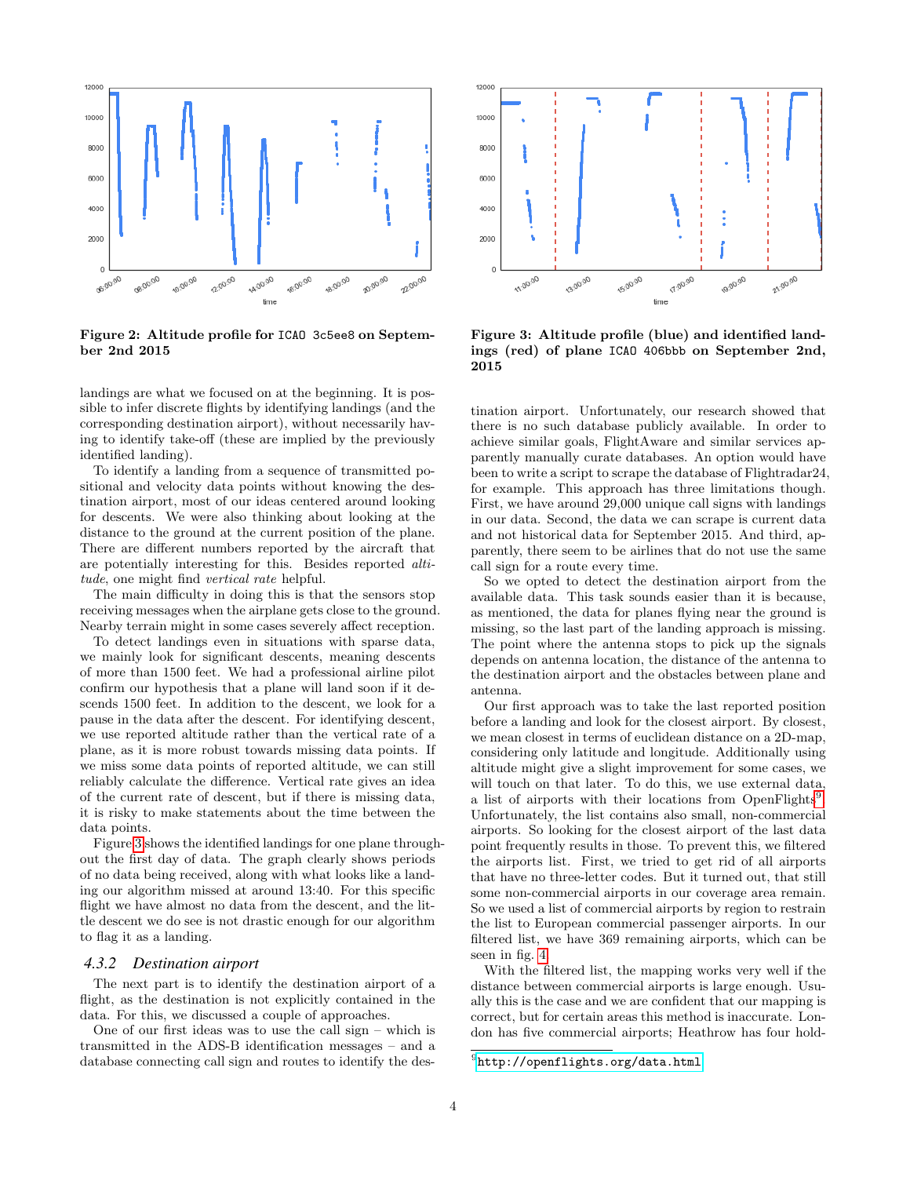**Figure 2: Altitude profile for ICAO 3c5ee8 on September 2nd 2015**

**Figure 3: Altitude profile (blue) and identified landings (red) of plane ICAO 406bbb on September 2nd, 2015**

landings are what we focused on at the beginning. It is possible to infer discrete flights by identifying landings (and the corresponding destination airport), without necessarily having to identify take-off (these are implied by the previously identified landing).

To identify a landing from a sequence of transmitted positional and velocity data points without knowing the destination airport, most of our ideas centered around looking for descents. We were also thinking about looking at the distance to the ground at the current position of the plane. There are different numbers reported by the aircraft that are potentially interesting for this. Besides reported *altitude*, one might find *vertical rate* helpful.

The main difficulty in doing this is that the sensors stop receiving messages when the airplane gets close to the ground. Nearby terrain might in some cases severely affect reception.

To detect landings even in situations with sparse data, we mainly look for significant descents, meaning descents of more than 1500 feet. We had a professional airline pilot confirm our hypothesis that a plane will land soon if it descends 1500 feet. In addition to the descent, we look for a pause in the data after the descent. For identifying descent, we use reported altitude rather than the vertical rate of a plane, as it is more robust towards missing data points. If we miss some data points of reported altitude, we can still reliably calculate the difference. Vertical rate gives an idea of the current rate of descent, but if there is missing data, it is risky to make statements about the time between the data points.

Figure 3 shows the identified landings for one plane throughout the first day of data. The graph clearly shows periods of no data being received, along with what looks like a landing our algorithm missed at around 13:40. For this specific flight we have almost no data from the descent, and the little descent we do see is not drastic enough for our algorithm to flag it as a landing.

### 4.3.2 Destination airport

The next part is to identify the destination airport of a flight, as the destination is not explicitly contained in the data. For this, we discussed a couple of approaches.

One of our first ideas was to use the call sign – which is transmitted in the ADS-B identification messages – and a database connecting call sign and routes to identify the destination airport. Unfortunately, our research showed that there is no such database publicly available. In order to achieve similar goals, FlightAware and similar services apparently manually curate databases. An option would have been to write a script to scrape the database of Flightradar24, for example. This approach has three limitations though. First, we have around 29,000 unique call signs with landings in our data. Second, the data we can scrape is current data and not historical data for September 2015. And third, apparently, there seem to be airlines that do not use the same call sign for a route every time.

So we opted to detect the destination airport from the available data. This task sounds easier than it is because, as mentioned, the data for planes flying near the ground is missing, so the last part of the landing approach is missing. The point where the antenna stops to pick up the signals depends on antenna location, the distance of the antenna to the destination airport and the obstacles between plane and antenna.

Our first approach was to take the last reported position before a landing and look for the closest airport. By closest, we mean closest in terms of euclidean distance on a 2D-map, considering only latitude and longitude. Additionally using altitude might give a slight improvement for some cases, we will touch on that later. To do this, we use external data, a list of airports with their locations from OpenFlights[9]. Unfortunately, the list contains also small, non-commercial airports. So looking for the closest airport of the last data point frequently results in those. To prevent this, we filtered the airports list. First, we tried to get rid of all airports that have no three-letter codes. But it turned out, that still some non-commercial airports in our coverage area remain. So we used a list of commercial airports by region to restrain the list to European commercial passenger airports. In our filtered list, we have 369 remaining airports, which can be seen in fig. 4.

With the filtered list, the mapping works very well if the distance between commercial airports is large enough. Usually this is the case and we are confident that our mapping is correct, but for certain areas this method is inaccurate. London has five commercial airports; Heathrow has four hold-

[9] http://openflights.org/data.html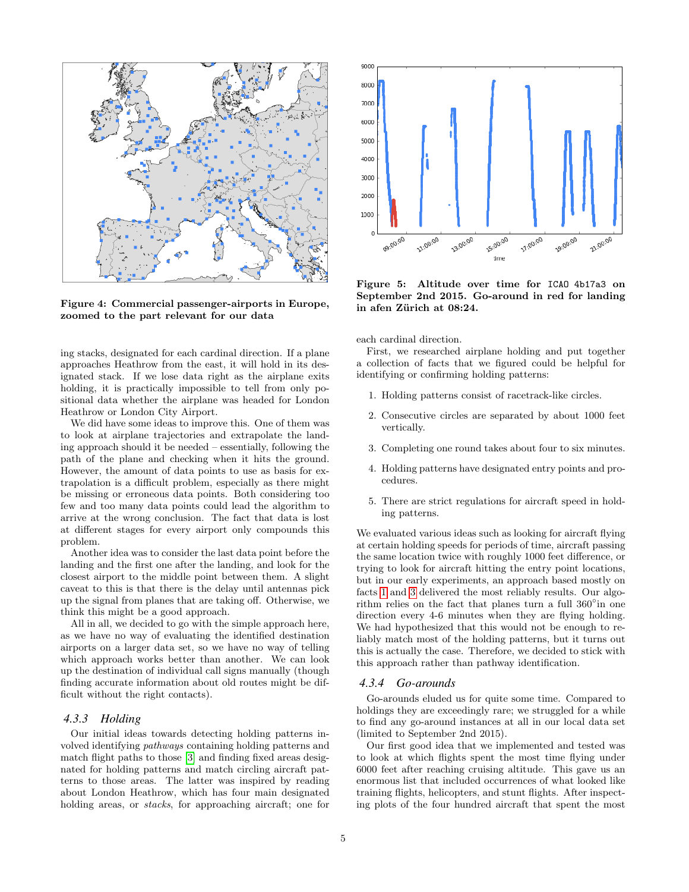Figure 4: Commercial passenger-airports in Europe, zoomed to the part relevant for our data

Figure 5: Altitude over time for ICAO 4b17a3 on September 2nd 2015. Go-around in red for landing in afen Zürich at 08:24.

ing stacks, designated for each cardinal direction. If a plane approaches Heathrow from the east, it will hold in its designated stack. If we lose data right as the airplane exits holding, it is practically impossible to tell from only positional data whether the airplane was headed for London Heathrow or London City Airport.

We did have some ideas to improve this. One of them was to look at airplane trajectories and extrapolate the landing approach should it be needed – essentially, following the path of the plane and checking when it hits the ground. However, the amount of data points to use as basis for extrapolation is a difficult problem, especially as there might be missing or erroneous data points. Both considering too few and too many data points could lead the algorithm to arrive at the wrong conclusion. The fact that data is lost at different stages for every airport only compounds this problem.

Another idea was to consider the last data point before the landing and the first one after the landing, and look for the closest airport to the middle point between them. A slight caveat to this is the delay until antennas pick up the signal from planes that are taking off. Otherwise, we think this might be a good approach.

All in all, we decided to go with the simple approach here, as we have no way of evaluating the identified destination airports on a larger data set, so we have no way of telling which approach works better than another. We can look up the destination of individual call signs manually (though finding accurate information about old routes might be difficult without the right contacts).

### 4.3.3 Holding

Our initial ideas towards detecting holding patterns involved identifying *pathways* containing holding patterns and match flight paths to those [3] and finding fixed areas designated for holding patterns and match circling aircraft patterns to those areas. The latter was inspired by reading about London Heathrow, which has four main designated holding areas, or *stacks*, for approaching aircraft; one for each cardinal direction.

First, we researched airplane holding and put together a collection of facts that we figured could be helpful for identifying or confirming holding patterns:

1. Holding patterns consist of racetrack-like circles.
2. Consecutive circles are separated by about 1000 feet vertically.
3. Completing one round takes about four to six minutes.
4. Holding patterns have designated entry points and procedures.
5. There are strict regulations for aircraft speed in holding patterns.

We evaluated various ideas such as looking for aircraft flying at certain holding speeds for periods of time, aircraft passing the same location twice with roughly 1000 feet difference, or trying to look for aircraft hitting the entry point locations, but in our early experiments, an approach based mostly on facts 1 and 3 delivered the most reliably results. Our algorithm relies on the fact that planes turn a full 360°in one direction every 4-6 minutes when they are flying holding. We had hypothesized that this would not be enough to reliably match most of the holding patterns, but it turns out this is actually the case. Therefore, we decided to stick with this approach rather than pathway identification.

### 4.3.4 Go-arounds

Go-arounds eluded us for quite some time. Compared to holdings they are exceedingly rare; we struggled for a while to find any go-around instances at all in our local data set (limited to September 2nd 2015).

Our first good idea that we implemented and tested was to look at which flights spent the most time flying under 6000 feet after reaching cruising altitude. This gave us an enormous list that included occurrences of what looked like training flights, helicopters, and stunt flights. After inspecting plots of the four hundred aircraft that spent the most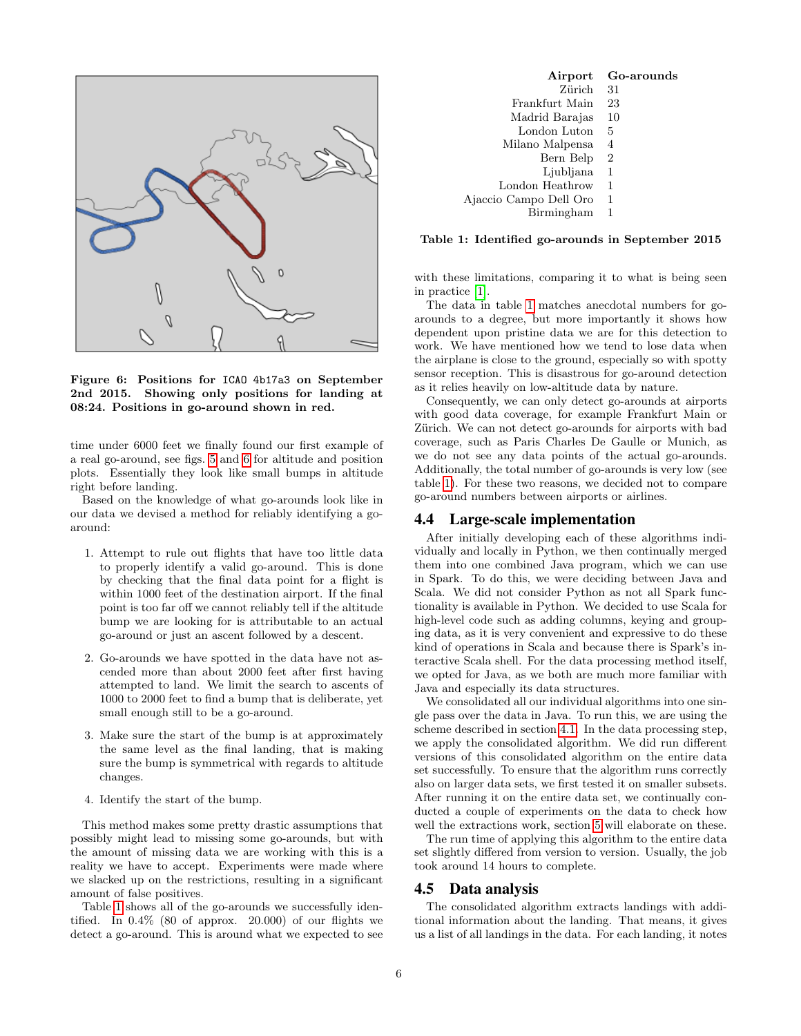**Figure 6: Positions for ICAO 4b17a3 on September 2nd 2015. Showing only positions for landing at 08:24. Positions in go-around shown in red.**

time under 6000 feet we finally found our first example of a real go-around, see figs. 5 and 6 for altitude and position plots. Essentially they look like small bumps in altitude right before landing.

Based on the knowledge of what go-arounds look like in our data we devised a method for reliably identifying a go-around:

1. Attempt to rule out flights that have too little data to properly identify a valid go-around. This is done by checking that the final data point for a flight is within 1000 feet of the destination airport. If the final point is too far off we cannot reliably tell if the altitude bump we are looking for is attributable to an actual go-around or just an ascent followed by a descent.

2. Go-arounds we have spotted in the data have not ascended more than about 2000 feet after first having attempted to land. We limit the search to ascents of 1000 to 2000 feet to find a bump that is deliberate, yet small enough still to be a go-around.

3. Make sure the start of the bump is at approximately the same level as the final landing, that is making sure the bump is symmetrical with regards to altitude changes.

4. Identify the start of the bump.

This method makes some pretty drastic assumptions that possibly might lead to missing some go-arounds, but with the amount of missing data we are working with this is a reality we have to accept. Experiments were made where we slacked up on the restrictions, resulting in a significant amount of false positives.

Table 1 shows all of the go-arounds we successfully identified. In 0.4% (80 of approx. 20.000) of our flights we detect a go-around. This is around what we expected to see

| Airport | Go-arounds |
|---|---|
| Zürich | 31 |
| Frankfurt Main | 23 |
| Madrid Barajas | 10 |
| London Luton | 5 |
| Milano Malpensa | 4 |
| Bern Belp | 2 |
| Ljubljana | 1 |
| London Heathrow | 1 |
| Ajaccio Campo Dell Oro | 1 |
| Birmingham | 1 |

**Table 1: Identified go-arounds in September 2015**

with these limitations, comparing it to what is being seen in practice [1].

The data in table 1 matches anecdotal numbers for go-arounds to a degree, but more importantly it shows how dependent upon pristine data we are for this detection to work. We have mentioned how we tend to lose data when the airplane is close to the ground, especially so with spotty sensor reception. This is disastrous for go-around detection as it relies heavily on low-altitude data by nature.

Consequently, we can only detect go-arounds at airports with good data coverage, for example Frankfurt Main or Zürich. We can not detect go-arounds for airports with bad coverage, such as Paris Charles De Gaulle or Munich, as we do not see any data points of the actual go-arounds. Additionally, the total number of go-arounds is very low (see table 1). For these two reasons, we decided not to compare go-around numbers between airports or airlines.

## 4.4 Large-scale implementation

After initially developing each of these algorithms individually and locally in Python, we then continually merged them into one combined Java program, which we can use in Spark. To do this, we were deciding between Java and Scala. We did not consider Python as not all Spark functionality is available in Python. We decided to use Scala for high-level code such as adding columns, keying and grouping data, as it is very convenient and expressive to do these kind of operations in Scala and because there is Spark's interactive Scala shell. For the data processing method itself, we opted for Java, as we both are much more familiar with Java and especially its data structures.

We consolidated all our individual algorithms into one single pass over the data in Java. To run this, we are using the scheme described in section 4.1. In the data processing step, we apply the consolidated algorithm. We did run different versions of this consolidated algorithm on the entire data set successfully. To ensure that the algorithm runs correctly also on larger data sets, we first tested it on smaller subsets. After running it on the entire data set, we continually conducted a couple of experiments on the data to check how well the extractions work, section 5 will elaborate on these.

The run time of applying this algorithm to the entire data set slightly differed from version to version. Usually, the job took around 14 hours to complete.

## 4.5 Data analysis

The consolidated algorithm extracts landings with additional information about the landing. That means, it gives us a list of all landings in the data. For each landing, it notes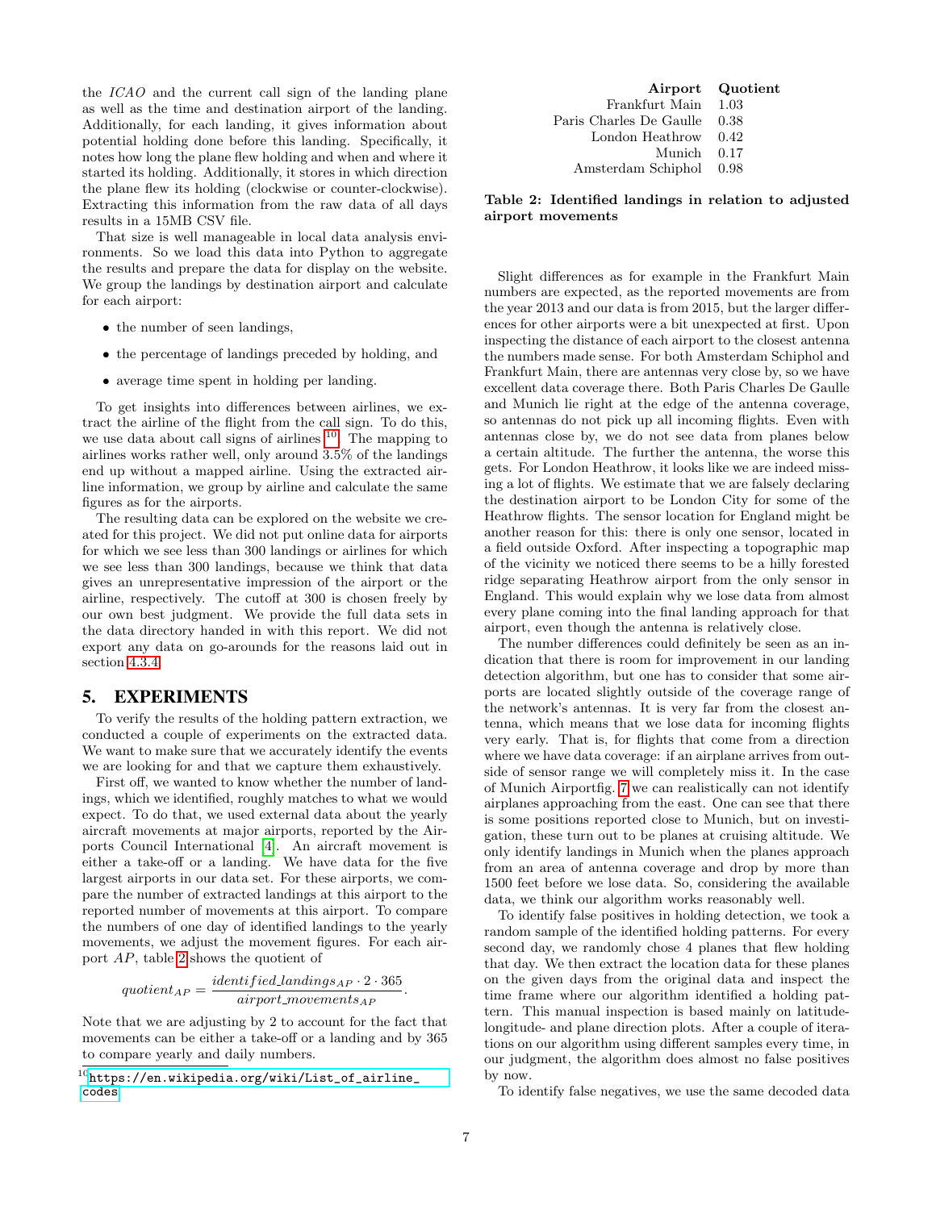the *ICAO* and the current call sign of the landing plane as well as the time and destination airport of the landing. Additionally, for each landing, it gives information about potential holding done before this landing. Specifically, it notes how long the plane flew holding and when and where it started its holding. Additionally, it stores in which direction the plane flew its holding (clockwise or counter-clockwise). Extracting this information from the raw data of all days results in a 15MB CSV file.

That size is well manageable in local data analysis environments. So we load this data into Python to aggregate the results and prepare the data for display on the website. We group the landings by destination airport and calculate for each airport:

- the number of seen landings,
- the percentage of landings preceded by holding, and
- average time spent in holding per landing.

To get insights into differences between airlines, we extract the airline of the flight from the call sign. To do this, we use data about call signs of airlines [10]. The mapping to airlines works rather well, only around 3.5% of the landings end up without a mapped airline. Using the extracted airline information, we group by airline and calculate the same figures as for the airports.

The resulting data can be explored on the website we created for this project. We did not put online data for airports for which we see less than 300 landings or airlines for which we see less than 300 landings, because we think that data gives an unrepresentative impression of the airport or the airline, respectively. The cutoff at 300 is chosen freely by our own best judgment. We provide the full data sets in the data directory handed in with this report. We did not export any data on go-arounds for the reasons laid out in section 4.3.4.

## 5. EXPERIMENTS

To verify the results of the holding pattern extraction, we conducted a couple of experiments on the extracted data. We want to make sure that we accurately identify the events we are looking for and that we capture them exhaustively.

First off, we wanted to know whether the number of landings, which we identified, roughly matches to what we would expect. To do that, we used external data about the yearly aircraft movements at major airports, reported by the Airports Council International [4]. An aircraft movement is either a take-off or a landing. We have data for the five largest airports in our data set. For these airports, we compare the number of extracted landings at this airport to the reported number of movements at this airport. To compare the numbers of one day of identified landings to the yearly movements, we adjust the movement figures. For each airport $AP$, table 2 shows the quotient of

$$quotient_{AP} = \frac{identified\_landings_{AP} \cdot 2 \cdot 365}{airport\_movements_{AP}}.$$

Note that we are adjusting by 2 to account for the fact that movements can be either a take-off or a landing and by 365 to compare yearly and daily numbers.

[10] https://en.wikipedia.org/wiki/List_of_airline_codes

| Airport | Quotient |
|---|---|
| Frankfurt Main | 1.03 |
| Paris Charles De Gaulle | 0.38 |
| London Heathrow | 0.42 |
| Munich | 0.17 |
| Amsterdam Schiphol | 0.98 |

**Table 2: Identified landings in relation to adjusted airport movements**

Slight differences as for example in the Frankfurt Main numbers are expected, as the reported movements are from the year 2013 and our data is from 2015, but the larger differences for other airports were a bit unexpected at first. Upon inspecting the distance of each airport to the closest antenna the numbers made sense. For both Amsterdam Schiphol and Frankfurt Main, there are antennas very close by, so we have excellent data coverage there. Both Paris Charles De Gaulle and Munich lie right at the edge of the antenna coverage, so antennas do not pick up all incoming flights. Even with antennas close by, we do not see data from planes below a certain altitude. The further the antenna, the worse this gets. For London Heathrow, it looks like we are indeed missing a lot of flights. We estimate that we are falsely declaring the destination airport to be London City for some of the Heathrow flights. The sensor location for England might be another reason for this: there is only one sensor, located in a field outside Oxford. After inspecting a topographic map of the vicinity we noticed there seems to be a hilly forested ridge separating Heathrow airport from the only sensor in England. This would explain why we lose data from almost every plane coming into the final landing approach for that airport, even though the antenna is relatively close.

The number differences could definitely be seen as an indication that there is room for improvement in our landing detection algorithm, but one has to consider that some airports are located slightly outside of the coverage range of the network's antennas. It is very far from the closest antenna, which means that we lose data for incoming flights very early. That is, for flights that come from a direction where we have data coverage: if an airplane arrives from outside of sensor range we will completely miss it. In the case of Munich Airportfig. 7 we can realistically can not identify airplanes approaching from the east. One can see that there is some positions reported close to Munich, but on investigation, these turn out to be planes at cruising altitude. We only identify landings in Munich when the planes approach from an area of antenna coverage and drop by more than 1500 feet before we lose data. So, considering the available data, we think our algorithm works reasonably well.

To identify false positives in holding detection, we took a random sample of the identified holding patterns. For every second day, we randomly chose 4 planes that flew holding that day. We then extract the location data for these planes on the given days from the original data and inspect the time frame where our algorithm identified a holding pattern. This manual inspection is based mainly on latitude-longitude- and plane direction plots. After a couple of iterations on our algorithm using different samples every time, in our judgment, the algorithm does almost no false positives by now.

To identify false negatives, we use the same decoded data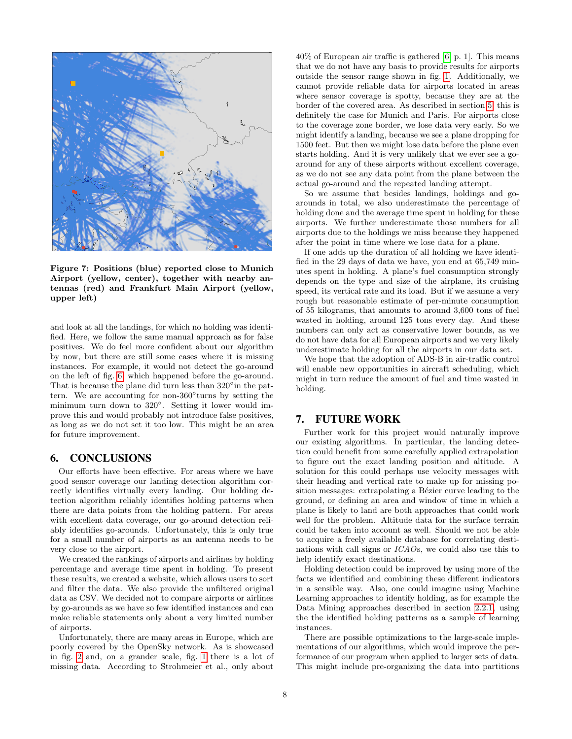Figure 7: Positions (blue) reported close to Munich Airport (yellow, center), together with nearby antennas (red) and Frankfurt Main Airport (yellow, upper left)

and look at all the landings, for which no holding was identified. Here, we follow the same manual approach as for false positives. We do feel more confident about our algorithm by now, but there are still some cases where it is missing instances. For example, it would not detect the go-around on the left of fig. 6, which happened before the go-around. That is because the plane did turn less than 320° in the pattern. We are accounting for non-360° turns by setting the minimum turn down to 320°. Setting it lower would improve this and would probably not introduce false positives, as long as we do not set it too low. This might be an area for future improvement.

## 6. CONCLUSIONS

Our efforts have been effective. For areas where we have good sensor coverage our landing detection algorithm correctly identifies virtually every landing. Our holding detection algorithm reliably identifies holding patterns when there are data points from the holding pattern. For areas with excellent data coverage, our go-around detection reliably identifies go-arounds. Unfortunately, this is only true for a small number of airports as an antenna needs to be very close to the airport.

We created the rankings of airports and airlines by holding percentage and average time spent in holding. To present these results, we created a website, which allows users to sort and filter the data. We also provide the unfiltered original data as CSV. We decided not to compare airports or airlines by go-arounds as we have so few identified instances and can make reliable statements only about a very limited number of airports.

Unfortunately, there are many areas in Europe, which are poorly covered by the OpenSky network. As is showcased in fig. 2 and, on a grander scale, fig. 1 there is a lot of missing data. According to Strohmeier et al., only about 40% of European air traffic is gathered [6, p. 1]. This means that we do not have any basis to provide results for airports outside the sensor range shown in fig. 1. Additionally, we cannot provide reliable data for airports located in areas where sensor coverage is spotty, because they are at the border of the covered area. As described in section 5, this is definitely the case for Munich and Paris. For airports close to the coverage zone border, we lose data very early. So we might identify a landing, because we see a plane dropping for 1500 feet. But then we might lose data before the plane even starts holding. And it is very unlikely that we ever see a go-around for any of these airports without excellent coverage, as we do not see any data point from the plane between the actual go-around and the repeated landing attempt.

So we assume that besides landings, holdings and go-arounds in total, we also underestimate the percentage of holding done and the average time spent in holding for these airports. We further underestimate those numbers for all airports due to the holdings we miss because they happened after the point in time where we lose data for a plane.

If one adds up the duration of all holding we have identified in the 29 days of data we have, you end at 65,749 minutes spent in holding. A plane's fuel consumption strongly depends on the type and size of the airplane, its cruising speed, its vertical rate and its load. But if we assume a very rough but reasonable estimate of per-minute consumption of 55 kilograms, that amounts to around 3,600 tons of fuel wasted in holding, around 125 tons every day. And these numbers can only act as conservative lower bounds, as we do not have data for all European airports and we very likely underestimate holding for all the airports in our data set.

We hope that the adoption of ADS-B in air-traffic control will enable new opportunities in aircraft scheduling, which might in turn reduce the amount of fuel and time wasted in holding.

## 7. FUTURE WORK

Further work for this project would naturally improve our existing algorithms. In particular, the landing detection could benefit from some carefully applied extrapolation to figure out the exact landing position and altitude. A solution for this could perhaps use velocity messages with their heading and vertical rate to make up for missing position messages: extrapolating a Bézier curve leading to the ground, or defining an area and window of time in which a plane is likely to land are both approaches that could work well for the problem. Altitude data for the surface terrain could be taken into account as well. Should we not be able to acquire a freely available database for correlating destinations with call signs or *ICAO*s, we could also use this to help identify exact destinations.

Holding detection could be improved by using more of the facts we identified and combining these different indicators in a sensible way. Also, one could imagine using Machine Learning approaches to identify holding, as for example the Data Mining approaches described in section 2.2.1, using the the identified holding patterns as a sample of learning instances.

There are possible optimizations to the large-scale implementations of our algorithms, which would improve the performance of our program when applied to larger sets of data. This might include pre-organizing the data into partitions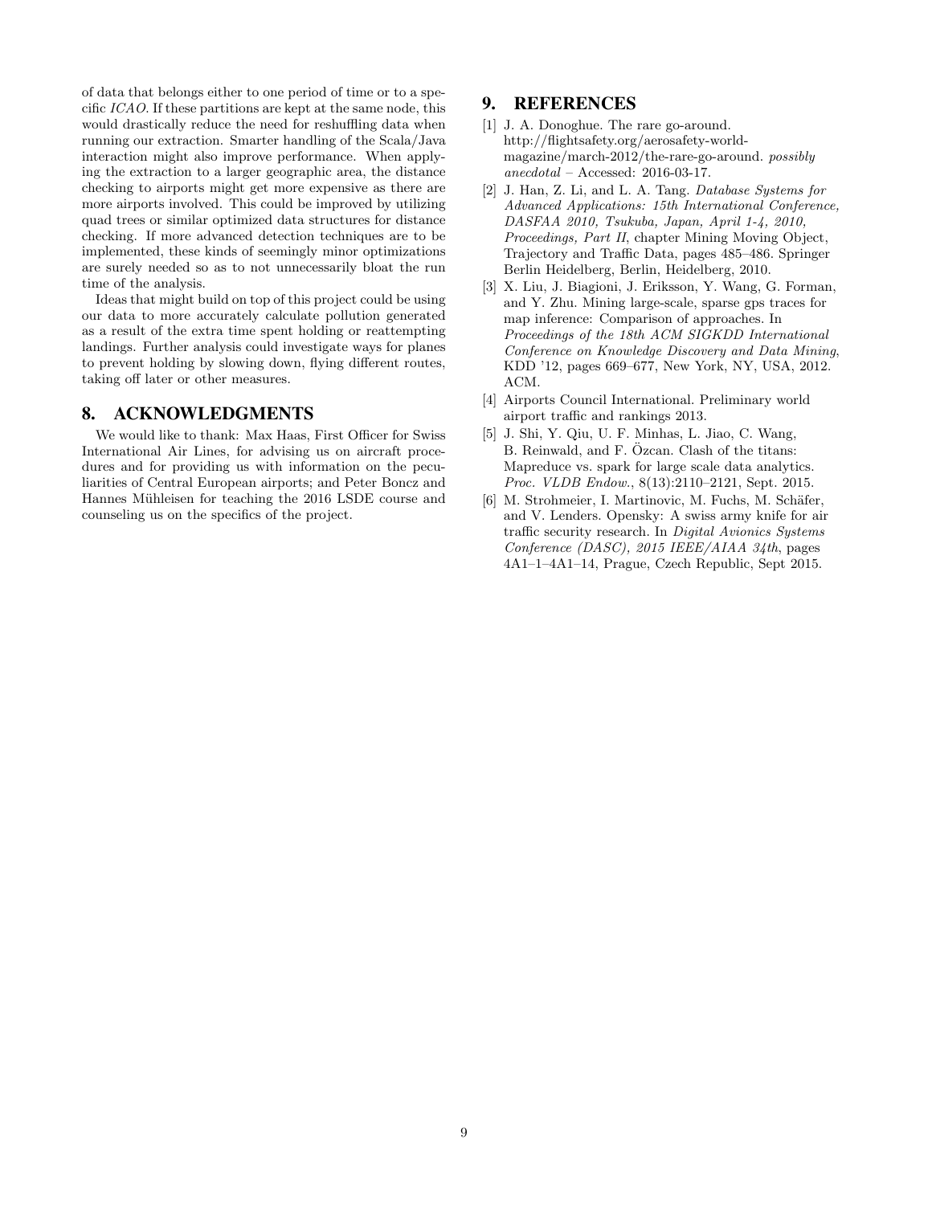of data that belongs either to one period of time or to a specific *ICAO*. If these partitions are kept at the same node, this would drastically reduce the need for reshuffling data when running our extraction. Smarter handling of the Scala/Java interaction might also improve performance. When applying the extraction to a larger geographic area, the distance checking to airports might get more expensive as there are more airports involved. This could be improved by utilizing quad trees or similar optimized data structures for distance checking. If more advanced detection techniques are to be implemented, these kinds of seemingly minor optimizations are surely needed so as to not unnecessarily bloat the run time of the analysis.

Ideas that might build on top of this project could be using our data to more accurately calculate pollution generated as a result of the extra time spent holding or reattempting landings. Further analysis could investigate ways for planes to prevent holding by slowing down, flying different routes, taking off later or other measures.

## 8. ACKNOWLEDGMENTS

We would like to thank: Max Haas, First Officer for Swiss International Air Lines, for advising us on aircraft procedures and for providing us with information on the peculiarities of Central European airports; and Peter Boncz and Hannes Mühleisen for teaching the 2016 LSDE course and counseling us on the specifics of the project.

## 9. REFERENCES

[1] J. A. Donoghue. The rare go-around. http://flightsafety.org/aerosafety-world-magazine/march-2012/the-rare-go-around. *possibly anecdotal* – Accessed: 2016-03-17.

[2] J. Han, Z. Li, and L. A. Tang. *Database Systems for Advanced Applications: 15th International Conference, DASFAA 2010, Tsukuba, Japan, April 1-4, 2010, Proceedings, Part II*, chapter Mining Moving Object, Trajectory and Traffic Data, pages 485–486. Springer Berlin Heidelberg, Berlin, Heidelberg, 2010.

[3] X. Liu, J. Biagioni, J. Eriksson, Y. Wang, G. Forman, and Y. Zhu. Mining large-scale, sparse gps traces for map inference: Comparison of approaches. In *Proceedings of the 18th ACM SIGKDD International Conference on Knowledge Discovery and Data Mining*, KDD '12, pages 669–677, New York, NY, USA, 2012. ACM.

[4] Airports Council International. Preliminary world airport traffic and rankings 2013.

[5] J. Shi, Y. Qiu, U. F. Minhas, L. Jiao, C. Wang, B. Reinwald, and F. Özcan. Clash of the titans: Mapreduce vs. spark for large scale data analytics. *Proc. VLDB Endow.*, 8(13):2110–2121, Sept. 2015.

[6] M. Strohmeier, I. Martinovic, M. Fuchs, M. Schäfer, and V. Lenders. Opensky: A swiss army knife for air traffic security research. In *Digital Avionics Systems Conference (DASC), 2015 IEEE/AIAA 34th*, pages 4A1–1–4A1–14, Prague, Czech Republic, Sept 2015.